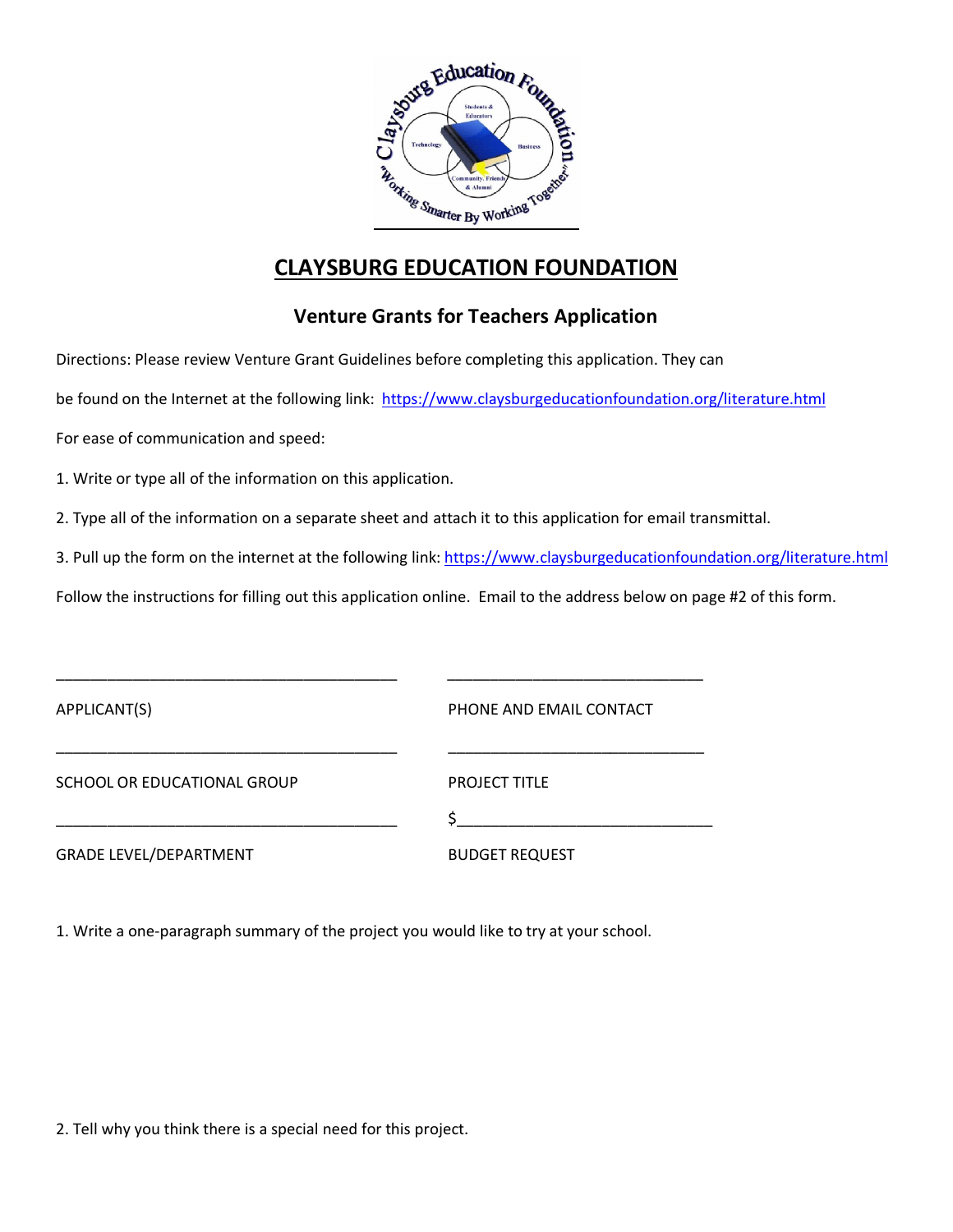# CLAYSBURG EDUCATION FOUNDATION

## Venture Grants for Teachers Application

Directions: Please review Venture Grant Guidelines before completing this application. They can be found on the Internet at the following link: https://www.claysburgeducationfoundation.org/literature.html

For ease of communication and speed:

1. Write or type all of the information on this application.
2. Type all of the information on a separate sheet and attach it to this application for email transmittal.
3. Pull up the form on the internet at the following link: https://www.claysburgeducationfoundation.org/literature.html

Follow the instructions for filling out this application online. Email to the address below on page #2 of this form.

________________________________________ ______________________________

APPLICANT(S) PHONE AND EMAIL CONTACT

________________________________________ ______________________________

SCHOOL OR EDUCATIONAL GROUP PROJECT TITLE

________________________________________ $_____________________________

GRADE LEVEL/DEPARTMENT BUDGET REQUEST

1. Write a one-paragraph summary of the project you would like to try at your school.

2. Tell why you think there is a special need for this project.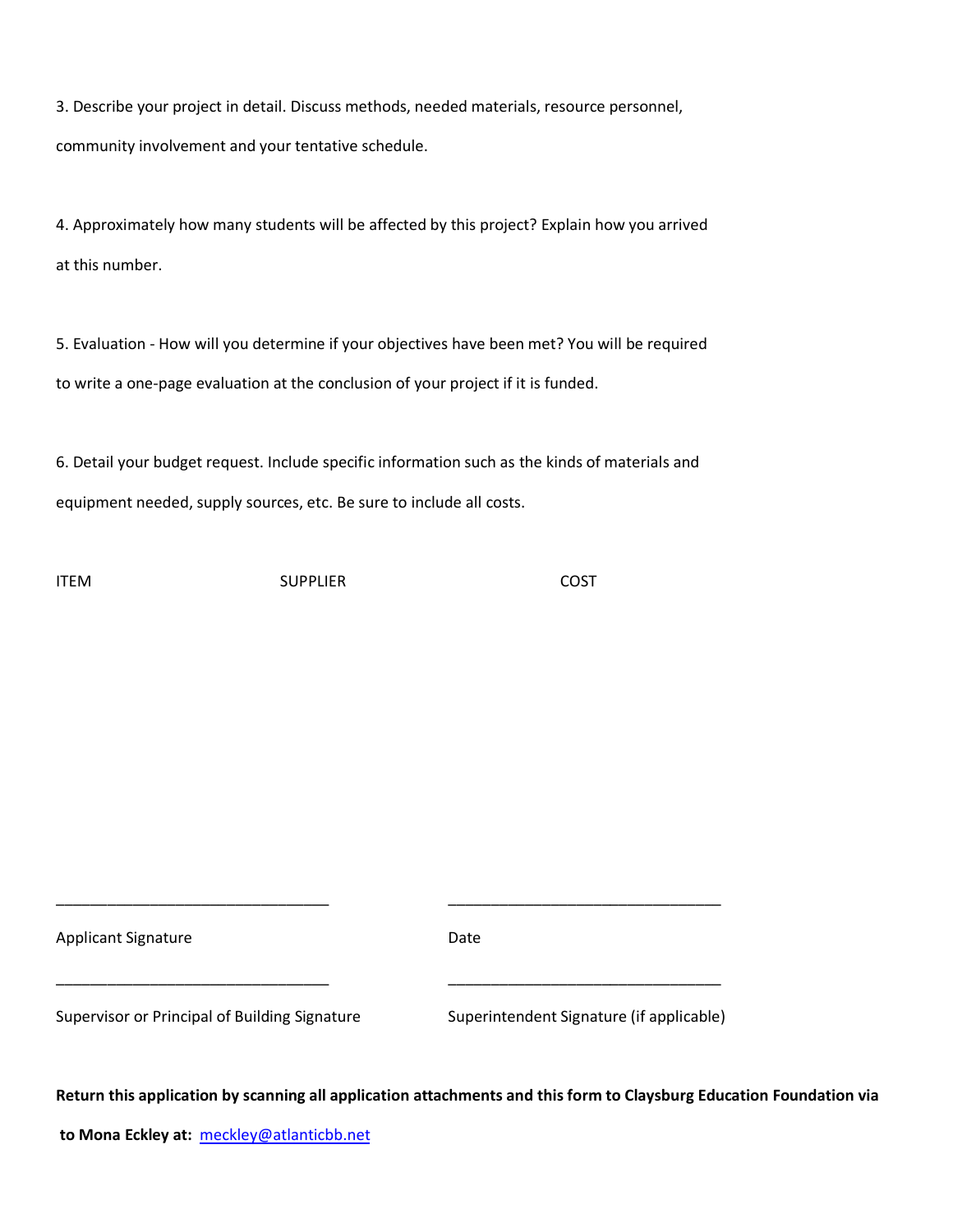3. Describe your project in detail. Discuss methods, needed materials, resource personnel, community involvement and your tentative schedule.

4. Approximately how many students will be affected by this project? Explain how you arrived at this number.

5. Evaluation - How will you determine if your objectives have been met? You will be required to write a one-page evaluation at the conclusion of your project if it is funded.

6. Detail your budget request. Include specific information such as the kinds of materials and equipment needed, supply sources, etc. Be sure to include all costs.

| ITEM | SUPPLIER | COST |
|---|---|---|
| | | |

\_\_\_\_\_\_\_\_\_\_\_\_\_\_\_\_\_\_\_\_\_\_\_\_\_\_\_\_\_\_\_\_ &nbsp;&nbsp;&nbsp;&nbsp; \_\_\_\_\_\_\_\_\_\_\_\_\_\_\_\_\_\_\_\_\_\_\_\_\_\_\_\_\_\_\_\_

Applicant Signature &nbsp;&nbsp;&nbsp;&nbsp; Date

\_\_\_\_\_\_\_\_\_\_\_\_\_\_\_\_\_\_\_\_\_\_\_\_\_\_\_\_\_\_\_\_ &nbsp;&nbsp;&nbsp;&nbsp; \_\_\_\_\_\_\_\_\_\_\_\_\_\_\_\_\_\_\_\_\_\_\_\_\_\_\_\_\_\_\_\_

Supervisor or Principal of Building Signature &nbsp;&nbsp;&nbsp;&nbsp; Superintendent Signature (if applicable)

**Return this application by scanning all application attachments and this form to Claysburg Education Foundation via to Mona Eckley at:** [meckley@atlanticbb.net](mailto:meckley@atlanticbb.net)